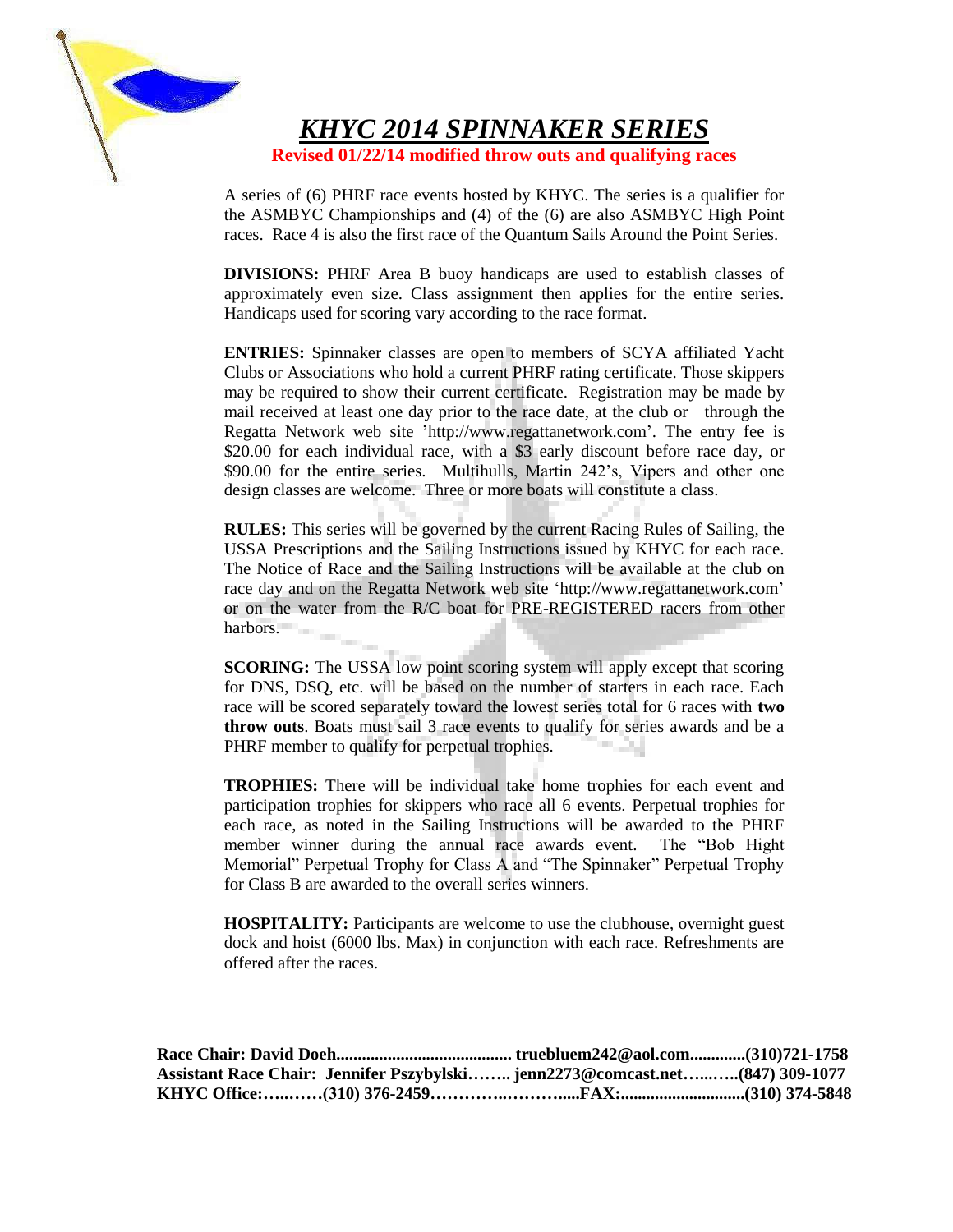# *KHYC 2014 SPINNAKER SERIES*

**Revised 01/22/14 modified throw outs and qualifying races**

A series of (6) PHRF race events hosted by KHYC. The series is a qualifier for the ASMBYC Championships and (4) of the (6) are also ASMBYC High Point races. Race 4 is also the first race of the Quantum Sails Around the Point Series.

**DIVISIONS:** PHRF Area B buoy handicaps are used to establish classes of approximately even size. Class assignment then applies for the entire series. Handicaps used for scoring vary according to the race format.

**ENTRIES:** Spinnaker classes are open to members of SCYA affiliated Yacht Clubs or Associations who hold a current PHRF rating certificate. Those skippers may be required to show their current certificate. Registration may be made by mail received at least one day prior to the race date, at the club or through the Regatta Network web site 'http://www.regattanetwork.com'. The entry fee is $20.00 for each individual race, with a $3 early discount before race day, or $90.00 for the entire series. Multihulls, Martin 242's, Vipers and other one design classes are welcome. Three or more boats will constitute a class.

**RULES:** This series will be governed by the current Racing Rules of Sailing, the USSA Prescriptions and the Sailing Instructions issued by KHYC for each race. The Notice of Race and the Sailing Instructions will be available at the club on race day and on the Regatta Network web site 'http://www.regattanetwork.com' or on the water from the R/C boat for PRE-REGISTERED racers from other harbors.

**SCORING:** The USSA low point scoring system will apply except that scoring for DNS, DSQ, etc. will be based on the number of starters in each race. Each race will be scored separately toward the lowest series total for 6 races with **two throw outs**. Boats must sail 3 race events to qualify for series awards and be a PHRF member to qualify for perpetual trophies.

**TROPHIES:** There will be individual take home trophies for each event and participation trophies for skippers who race all 6 events. Perpetual trophies for each race, as noted in the Sailing Instructions will be awarded to the PHRF member winner during the annual race awards event. The "Bob Hight Memorial" Perpetual Trophy for Class A and "The Spinnaker" Perpetual Trophy for Class B are awarded to the overall series winners.

**HOSPITALITY:** Participants are welcome to use the clubhouse, overnight guest dock and hoist (6000 lbs. Max) in conjunction with each race. Refreshments are offered after the races.

**Race Chair: David Doeh......................................... truebluem242@aol.com.............(310)721-1758**
**Assistant Race Chair: Jennifer Pszybylski…….. jenn2273@comcast.net…...…..(847) 309-1077**
**KHYC Office:…..……(310) 376-2459…………..………....FAX:.............................(310) 374-5848**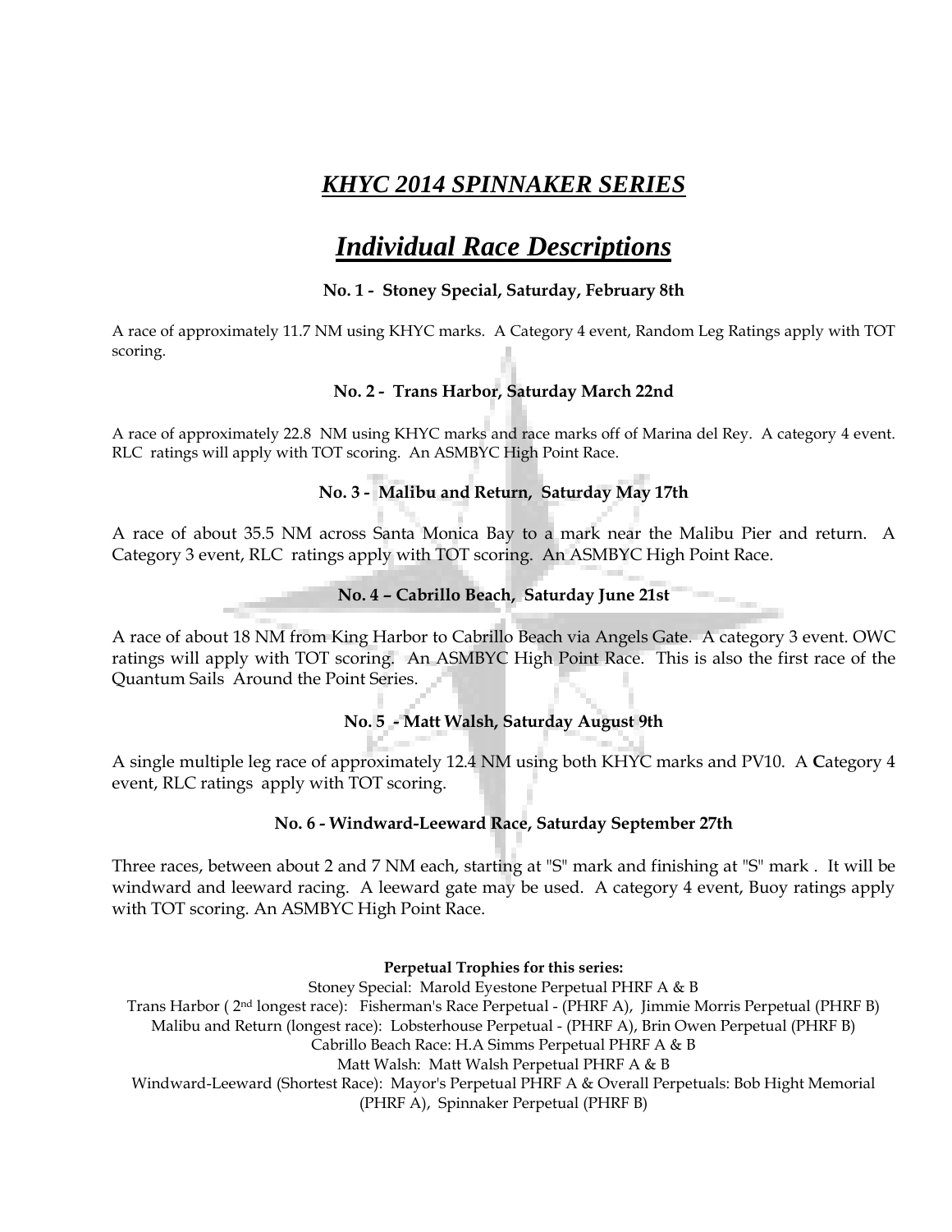## *KHYC 2014 SPINNAKER SERIES*

# *Individual Race Descriptions*

**No. 1 - Stoney Special, Saturday, February 8th**

A race of approximately 11.7 NM using KHYC marks. A Category 4 event, Random Leg Ratings apply with TOT scoring.

**No. 2 - Trans Harbor, Saturday March 22nd**

A race of approximately 22.8 NM using KHYC marks and race marks off of Marina del Rey. A category 4 event. RLC ratings will apply with TOT scoring. An ASMBYC High Point Race.

**No. 3 - Malibu and Return, Saturday May 17th**

A race of about 35.5 NM across Santa Monica Bay to a mark near the Malibu Pier and return. A Category 3 event, RLC ratings apply with TOT scoring. An ASMBYC High Point Race.

**No. 4 – Cabrillo Beach, Saturday June 21st**

A race of about 18 NM from King Harbor to Cabrillo Beach via Angels Gate. A category 3 event. OWC ratings will apply with TOT scoring. An ASMBYC High Point Race. This is also the first race of the Quantum Sails Around the Point Series.

**No. 5 - Matt Walsh, Saturday August 9th**

A single multiple leg race of approximately 12.4 NM using both KHYC marks and PV10. A **C**ategory 4 event, RLC ratings apply with TOT scoring.

**No. 6 - Windward-Leeward Race, Saturday September 27th**

Three races, between about 2 and 7 NM each, starting at "S" mark and finishing at "S" mark . It will be windward and leeward racing. A leeward gate may be used. A category 4 event, Buoy ratings apply with TOT scoring. An ASMBYC High Point Race.

**Perpetual Trophies for this series:**

Stoney Special: Marold Eyestone Perpetual PHRF A & B

Trans Harbor ( 2nd longest race): Fisherman's Race Perpetual - (PHRF A), Jimmie Morris Perpetual (PHRF B)

Malibu and Return (longest race): Lobsterhouse Perpetual - (PHRF A), Brin Owen Perpetual (PHRF B)

Cabrillo Beach Race: H.A Simms Perpetual PHRF A & B

Matt Walsh: Matt Walsh Perpetual PHRF A & B

Windward-Leeward (Shortest Race): Mayor's Perpetual PHRF A & Overall Perpetuals: Bob Hight Memorial (PHRF A), Spinnaker Perpetual (PHRF B)